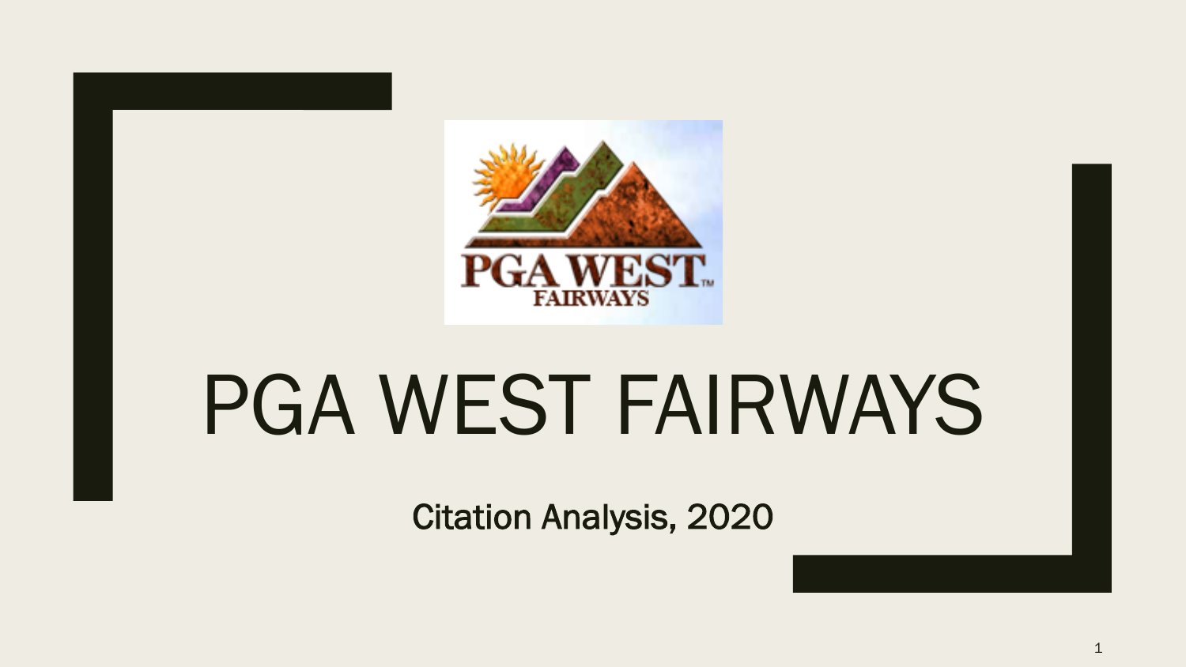# PGA WEST FAIRWAYS

Citation Analysis, 2020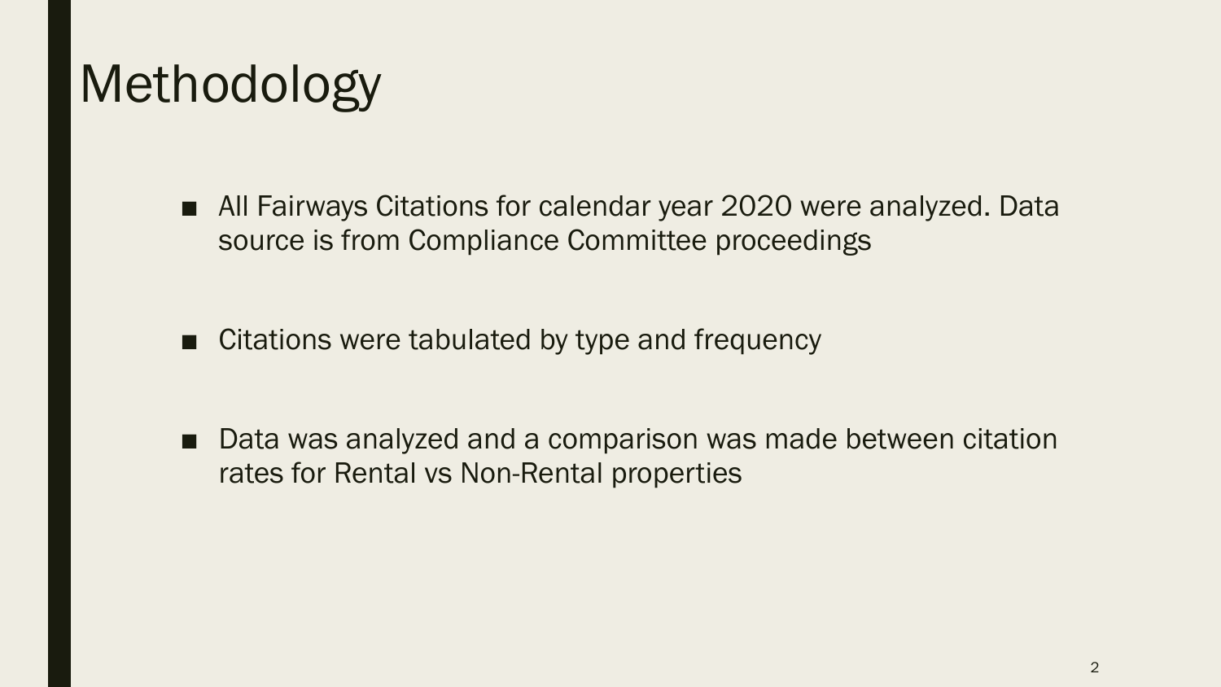# Methodology

- All Fairways Citations for calendar year 2020 were analyzed. Data source is from Compliance Committee proceedings
- Citations were tabulated by type and frequency
- Data was analyzed and a comparison was made between citation rates for Rental vs Non-Rental properties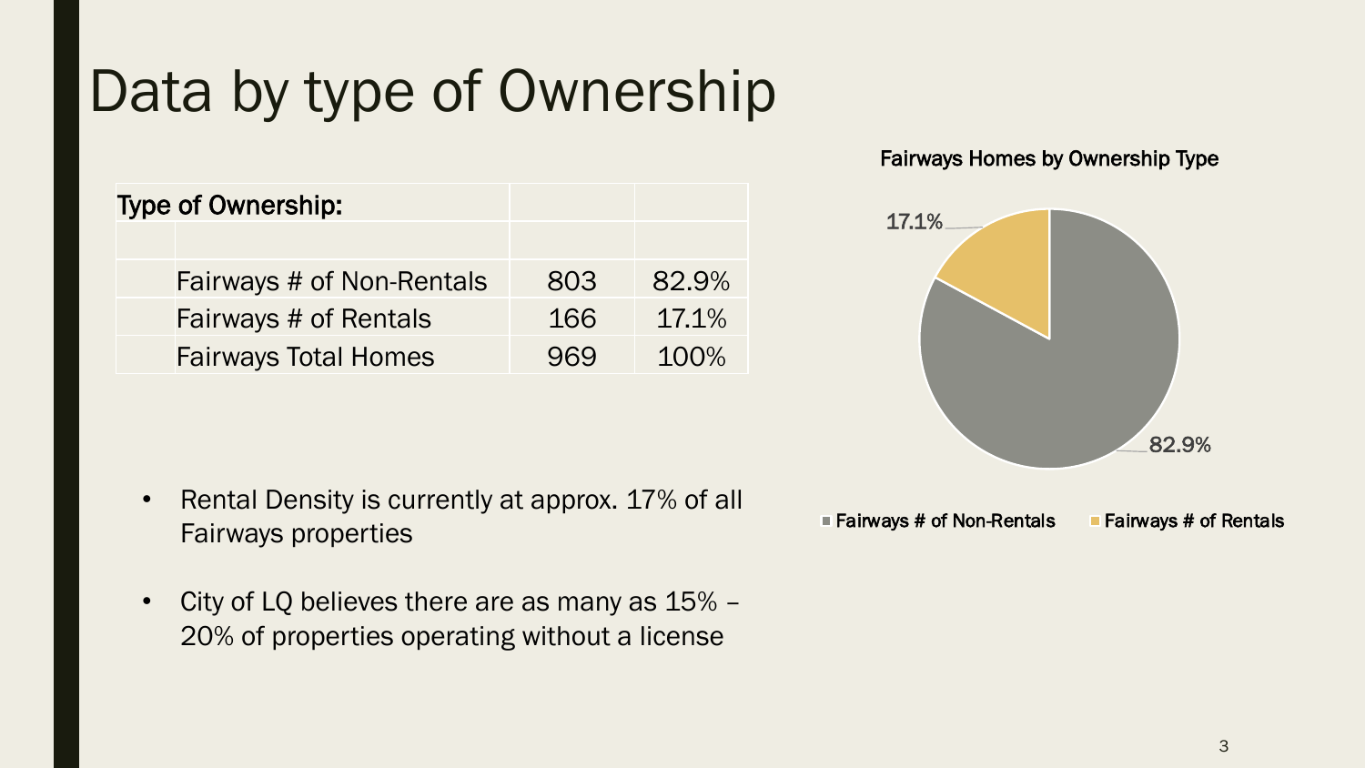# Data by type of Ownership

| Type of Ownership: | | |
|---|---|---|
| | | |
| Fairways # of Non-Rentals | 803 | 82.9% |
| Fairways # of Rentals | 166 | 17.1% |
| Fairways Total Homes | 969 | 100% |

- Rental Density is currently at approx. 17% of all Fairways properties
- City of LQ believes there are as many as 15% – 20% of properties operating without a license

Fairways Homes by Ownership Type

| Ownership Type | Share |
|---|---|
| Fairways # of Non-Rentals | 82.9% |
| Fairways # of Rentals | 17.1% |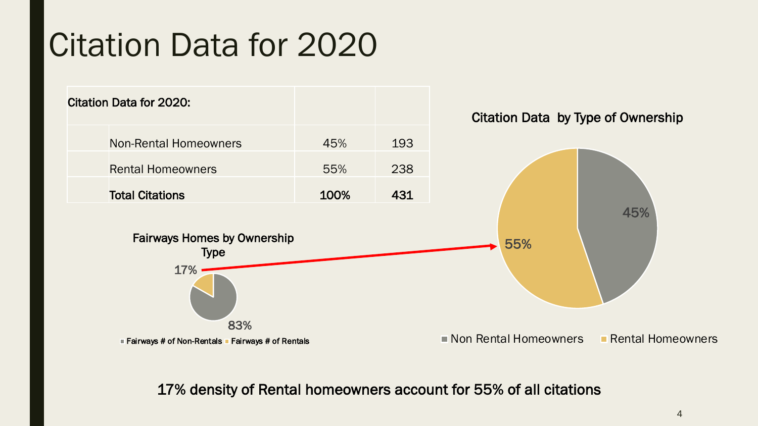# Citation Data for 2020

| Citation Data for 2020: | | |
|---|---|---|
| Non-Rental Homeowners | 45% | 193 |
| Rental Homeowners | 55% | 238 |
| **Total Citations** | **100%** | **431** |

**Fairways Homes by Ownership Type**

17%

83%

Fairways # of Non-Rentals · Fairways # of Rentals

**Citation Data by Type of Ownership**

45%

55%

Non Rental Homeowners · Rental Homeowners

17% density of Rental homeowners account for 55% of all citations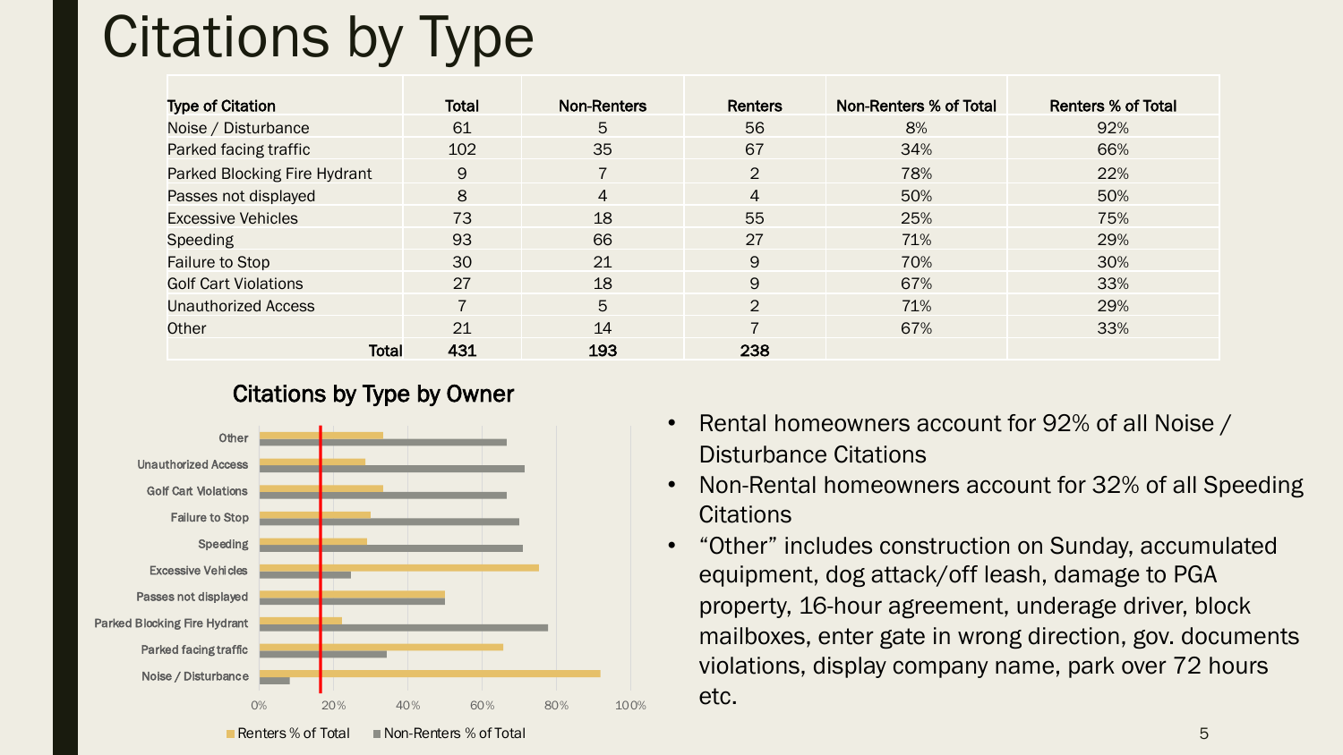# Citations by Type

| Type of Citation | Total | Non-Renters | Renters | Non-Renters % of Total | Renters % of Total |
|---|---|---|---|---|---|
| Noise / Disturbance | 61 | 5 | 56 | 8% | 92% |
| Parked facing traffic | 102 | 35 | 67 | 34% | 66% |
| Parked Blocking Fire Hydrant | 9 | 7 | 2 | 78% | 22% |
| Passes not displayed | 8 | 4 | 4 | 50% | 50% |
| Excessive Vehicles | 73 | 18 | 55 | 25% | 75% |
| Speeding | 93 | 66 | 27 | 71% | 29% |
| Failure to Stop | 30 | 21 | 9 | 70% | 30% |
| Golf Cart Violations | 27 | 18 | 9 | 67% | 33% |
| Unauthorized Access | 7 | 5 | 2 | 71% | 29% |
| Other | 21 | 14 | 7 | 67% | 33% |
| **Total** | **431** | **193** | **238** | | |

## Citations by Type by Owner

(Bar chart: Renters % of Total and Non-Renters % of Total for each citation type, 0%–100%)

- Rental homeowners account for 92% of all Noise / Disturbance Citations
- Non-Rental homeowners account for 32% of all Speeding Citations
- "Other" includes construction on Sunday, accumulated equipment, dog attack/off leash, damage to PGA property, 16-hour agreement, underage driver, block mailboxes, enter gate in wrong direction, gov. documents violations, display company name, park over 72 hours etc.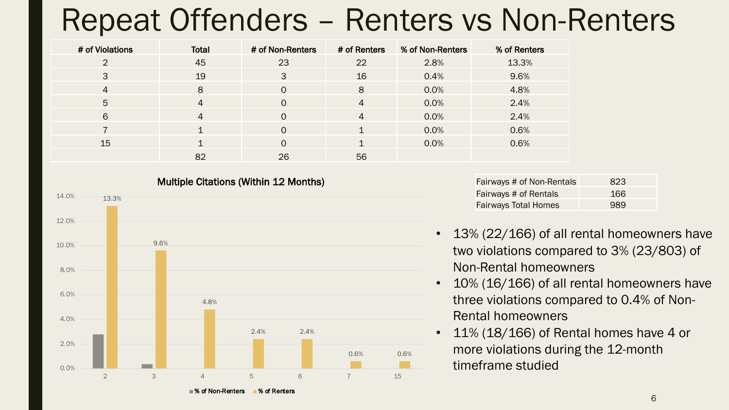# Repeat Offenders – Renters vs Non-Renters

| # of Violations | Total | # of Non-Renters | # of Renters | % of Non-Renters | % of Renters |
|---|---|---|---|---|---|
| 2 | 45 | 23 | 22 | 2.8% | 13.3% |
| 3 | 19 | 3 | 16 | 0.4% | 9.6% |
| 4 | 8 | 0 | 8 | 0.0% | 4.8% |
| 5 | 4 | 0 | 4 | 0.0% | 2.4% |
| 6 | 4 | 0 | 4 | 0.0% | 2.4% |
| 7 | 1 | 0 | 1 | 0.0% | 0.6% |
| 15 | 1 | 0 | 1 | 0.0% | 0.6% |
| | 82 | 26 | 56 | | |

**Multiple Citations (Within 12 Months)**

| # of Violations | % of Non-Renters | % of Renters |
|---|---|---|
| 2 | 2.8% | 13.3% |
| 3 | 0.4% | 9.6% |
| 4 | 0.0% | 4.8% |
| 5 | 0.0% | 2.4% |
| 6 | 0.0% | 2.4% |
| 7 | 0.0% | 0.6% |
| 15 | 0.0% | 0.6% |

| | |
|---|---|
| Fairways # of Non-Rentals | 823 |
| Fairways # of Rentals | 166 |
| Fairways Total Homes | 989 |

- 13% (22/166) of all rental homeowners have two violations compared to 3% (23/803) of Non-Rental homeowners
- 10% (16/166) of all rental homeowners have three violations compared to 0.4% of Non-Rental homeowners
- 11% (18/166) of Rental homes have 4 or more violations during the 12-month timeframe studied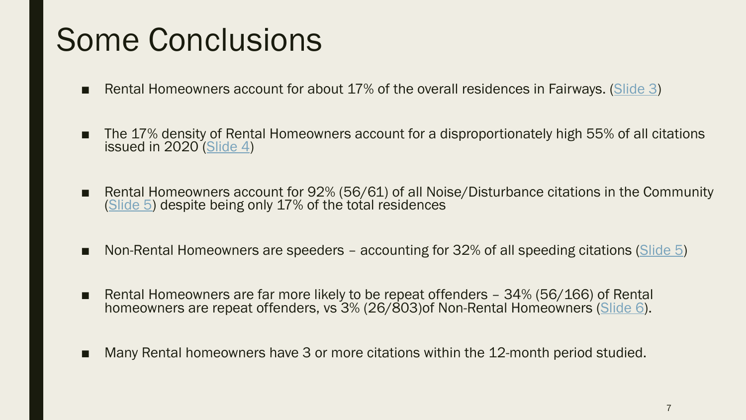# Some Conclusions

- Rental Homeowners account for about 17% of the overall residences in Fairways. (Slide 3)

- The 17% density of Rental Homeowners account for a disproportionately high 55% of all citations issued in 2020 (Slide 4)

- Rental Homeowners account for 92% (56/61) of all Noise/Disturbance citations in the Community (Slide 5) despite being only 17% of the total residences

- Non-Rental Homeowners are speeders – accounting for 32% of all speeding citations (Slide 5)

- Rental Homeowners are far more likely to be repeat offenders – 34% (56/166) of Rental homeowners are repeat offenders, vs 3% (26/803)of Non-Rental Homeowners (Slide 6).

- Many Rental homeowners have 3 or more citations within the 12-month period studied.